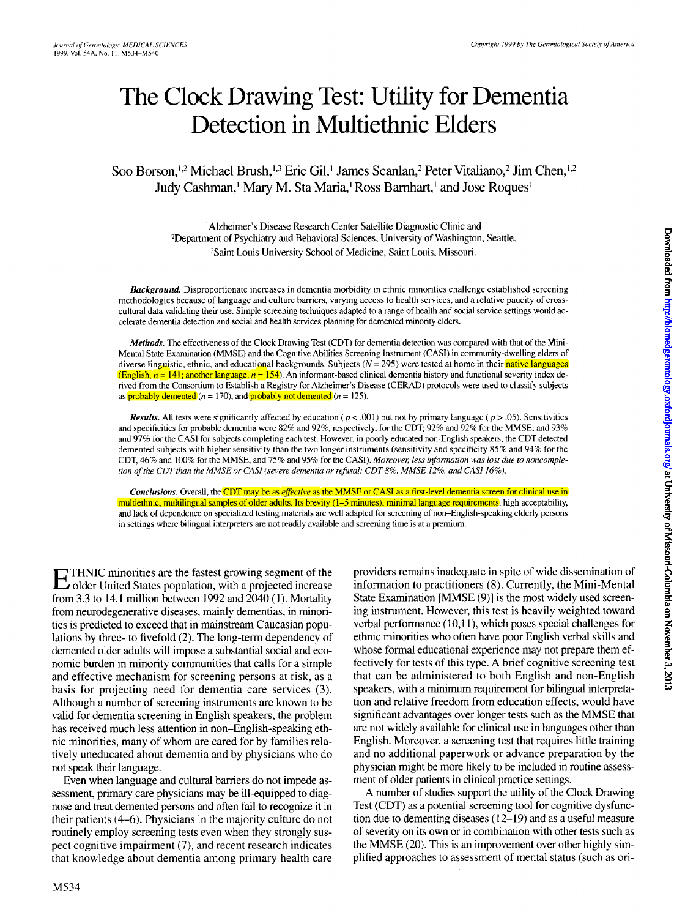# The Clock Drawing Test: Utility for Dementia Detection in Multiethnic Elders

Soo Borson,[1,2] Michael Brush,[1,3] Eric Gil,[1] James Scanlan,[2] Peter Vitaliano,[2] Jim Chen,[1,2] Judy Cashman,[1] Mary M. Sta Maria,[1] Ross Barnhart,[1] and Jose Roques[1]

[1]Alzheimer's Disease Research Center Satellite Diagnostic Clinic and
[2]Department of Psychiatry and Behavioral Sciences, University of Washington, Seattle.
[3]Saint Louis University School of Medicine, Saint Louis, Missouri.

***Background.*** Disproportionate increases in dementia morbidity in ethnic minorities challenge established screening methodologies because of language and culture barriers, varying access to health services, and a relative paucity of cross-cultural data validating their use. Simple screening techniques adapted to a range of health and social service settings would accelerate dementia detection and social and health services planning for demented minority elders.

***Methods.*** The effectiveness of the Clock Drawing Test (CDT) for dementia detection was compared with that of the Mini-Mental State Examination (MMSE) and the Cognitive Abilities Screening Instrument (CASI) in community-dwelling elders of diverse linguistic, ethnic, and educational backgrounds. Subjects ($N = 295$) were tested at home in their native languages (English, $n = 141$; another language, $n = 154$). An informant-based clinical dementia history and functional severity index derived from the Consortium to Establish a Registry for Alzheimer's Disease (CERAD) protocols were used to classify subjects as probably demented ($n = 170$), and probably not demented ($n = 125$).

***Results.*** All tests were significantly affected by education ($p < .001$) but not by primary language ($p > .05$). Sensitivities and specificities for probable dementia were 82% and 92%, respectively, for the CDT; 92% and 92% for the MMSE; and 93% and 97% for the CASI for subjects completing each test. However, in poorly educated non-English speakers, the CDT detected demented subjects with higher sensitivity than the two longer instruments (sensitivity and specificity 85% and 94% for the CDT, 46% and 100% for the MMSE, and 75% and 95% for the CASI). *Moreover, less information was lost due to noncompletion of the CDT than the MMSE or CASI (severe dementia or refusal: CDT 8%, MMSE 12%, and CASI 16%).*

***Conclusions.*** Overall, the CDT may be as *effective* as the MMSE or CASI as a first-level dementia screen for clinical use in multiethnic, multilingual samples of older adults. Its brevity (1–5 minutes), minimal language requirements, high acceptability, and lack of dependence on specialized testing materials are well adapted for screening of non–English-speaking elderly persons in settings where bilingual interpreters are not readily available and screening time is at a premium.

Ethnic minorities are the fastest growing segment of the older United States population, with a projected increase from 3.3 to 14.1 million between 1992 and 2040 (1). Mortality from neurodegenerative diseases, mainly dementias, in minorities is predicted to exceed that in mainstream Caucasian populations by three- to fivefold (2). The long-term dependency of demented older adults will impose a substantial social and economic burden in minority communities that calls for a simple and effective mechanism for screening persons at risk, as a basis for projecting need for dementia care services (3). Although a number of screening instruments are known to be valid for dementia screening in English speakers, the problem has received much less attention in non–English-speaking ethnic minorities, many of whom are cared for by families relatively uneducated about dementia and by physicians who do not speak their language.

Even when language and cultural barriers do not impede assessment, primary care physicians may be ill-equipped to diagnose and treat demented persons and often fail to recognize it in their patients (4–6). Physicians in the majority culture do not routinely employ screening tests even when they strongly suspect cognitive impairment (7), and recent research indicates that knowledge about dementia among primary health care providers remains inadequate in spite of wide dissemination of information to practitioners (8). Currently, the Mini-Mental State Examination [MMSE (9)] is the most widely used screening instrument. However, this test is heavily weighted toward verbal performance (10,11), which poses special challenges for ethnic minorities who often have poor English verbal skills and whose formal educational experience may not prepare them effectively for tests of this type. A brief cognitive screening test that can be administered to both English and non-English speakers, with a minimum requirement for bilingual interpretation and relative freedom from education effects, would have significant advantages over longer tests such as the MMSE that are not widely available for clinical use in languages other than English. Moreover, a screening test that requires little training and no additional paperwork or advance preparation by the physician might be more likely to be included in routine assessment of older patients in clinical practice settings.

A number of studies support the utility of the Clock Drawing Test (CDT) as a potential screening tool for cognitive dysfunction due to dementing diseases (12–19) and as a useful measure of severity on its own or in combination with other tests such as the MMSE (20). This is an improvement over other highly simplified approaches to assessment of mental status (such as ori-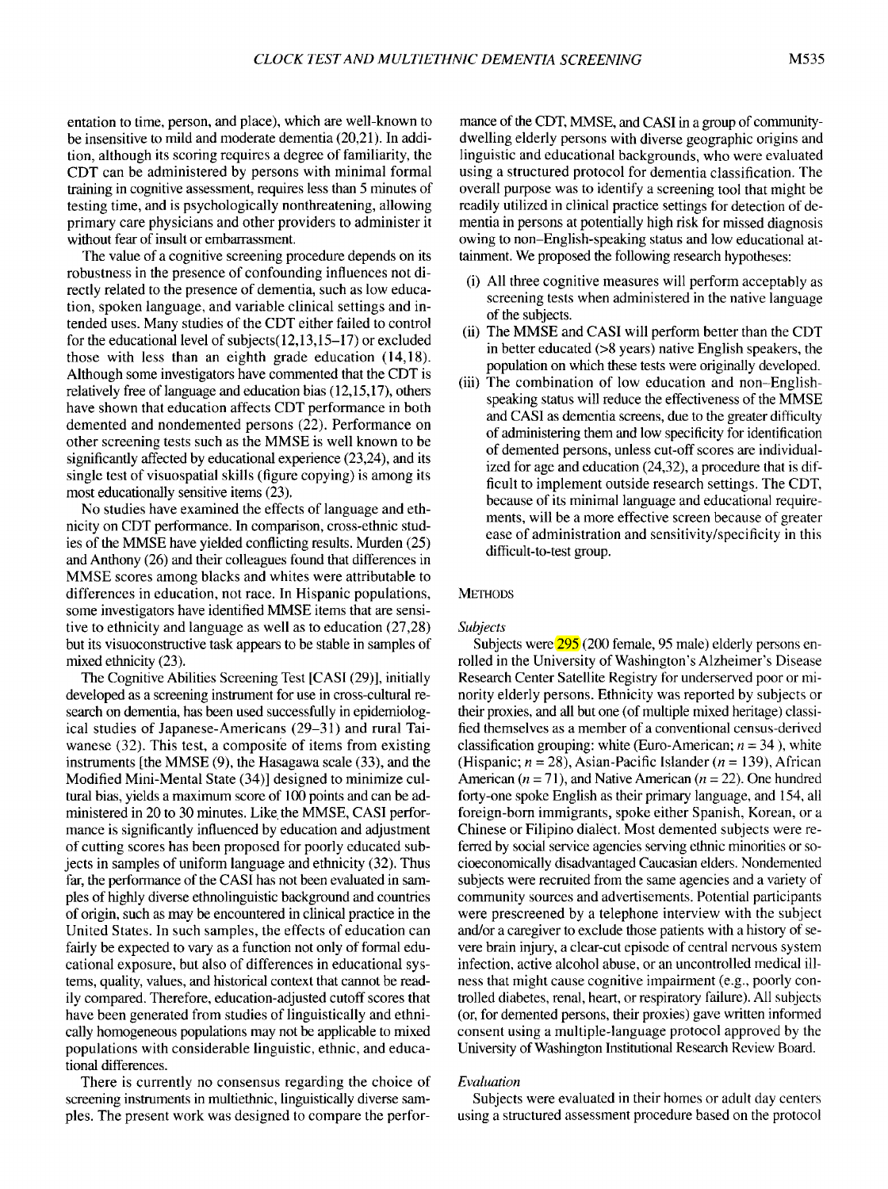entation to time, person, and place), which are well-known to be insensitive to mild and moderate dementia (20,21). In addition, although its scoring requires a degree of familiarity, the CDT can be administered by persons with minimal formal training in cognitive assessment, requires less than 5 minutes of testing time, and is psychologically nonthreatening, allowing primary care physicians and other providers to administer it without fear of insult or embarrassment.

The value of a cognitive screening procedure depends on its robustness in the presence of confounding influences not directly related to the presence of dementia, such as low education, spoken language, and variable clinical settings and intended uses. Many studies of the CDT either failed to control for the educational level of subjects(12,13,15–17) or excluded those with less than an eighth grade education (14,18). Although some investigators have commented that the CDT is relatively free of language and education bias (12,15,17), others have shown that education affects CDT performance in both demented and nondemented persons (22). Performance on other screening tests such as the MMSE is well known to be significantly affected by educational experience (23,24), and its single test of visuospatial skills (figure copying) is among its most educationally sensitive items (23).

No studies have examined the effects of language and ethnicity on CDT performance. In comparison, cross-ethnic studies of the MMSE have yielded conflicting results. Murden (25) and Anthony (26) and their colleagues found that differences in MMSE scores among blacks and whites were attributable to differences in education, not race. In Hispanic populations, some investigators have identified MMSE items that are sensitive to ethnicity and language as well as to education (27,28) but its visuoconstructive task appears to be stable in samples of mixed ethnicity (23).

The Cognitive Abilities Screening Test [CASI (29)], initially developed as a screening instrument for use in cross-cultural research on dementia, has been used successfully in epidemiological studies of Japanese-Americans (29–31) and rural Taiwanese (32). This test, a composite of items from existing instruments [the MMSE (9), the Hasagawa scale (33), and the Modified Mini-Mental State (34)] designed to minimize cultural bias, yields a maximum score of 100 points and can be administered in 20 to 30 minutes. Like the MMSE, CASI performance is significantly influenced by education and adjustment of cutting scores has been proposed for poorly educated subjects in samples of uniform language and ethnicity (32). Thus far, the performance of the CASI has not been evaluated in samples of highly diverse ethnolinguistic background and countries of origin, such as may be encountered in clinical practice in the United States. In such samples, the effects of education can fairly be expected to vary as a function not only of formal educational exposure, but also of differences in educational systems, quality, values, and historical context that cannot be readily compared. Therefore, education-adjusted cutoff scores that have been generated from studies of linguistically and ethnically homogeneous populations may not be applicable to mixed populations with considerable linguistic, ethnic, and educational differences.

There is currently no consensus regarding the choice of screening instruments in multiethnic, linguistically diverse samples. The present work was designed to compare the performance of the CDT, MMSE, and CASI in a group of community-dwelling elderly persons with diverse geographic origins and linguistic and educational backgrounds, who were evaluated using a structured protocol for dementia classification. The overall purpose was to identify a screening tool that might be readily utilized in clinical practice settings for detection of dementia in persons at potentially high risk for missed diagnosis owing to non–English-speaking status and low educational attainment. We proposed the following research hypotheses:

(i) All three cognitive measures will perform acceptably as screening tests when administered in the native language of the subjects.

(ii) The MMSE and CASI will perform better than the CDT in better educated (>8 years) native English speakers, the population on which these tests were originally developed.

(iii) The combination of low education and non–English-speaking status will reduce the effectiveness of the MMSE and CASI as dementia screens, due to the greater difficulty of administering them and low specificity for identification of demented persons, unless cut-off scores are individualized for age and education (24,32), a procedure that is difficult to implement outside research settings. The CDT, because of its minimal language and educational requirements, will be a more effective screen because of greater ease of administration and sensitivity/specificity in this difficult-to-test group.

## METHODS

### *Subjects*

Subjects were 295 (200 female, 95 male) elderly persons enrolled in the University of Washington's Alzheimer's Disease Research Center Satellite Registry for underserved poor or minority elderly persons. Ethnicity was reported by subjects or their proxies, and all but one (of multiple mixed heritage) classified themselves as a member of a conventional census-derived classification grouping: white (Euro-American; $n = 34$ ), white (Hispanic; $n = 28$), Asian-Pacific Islander ($n = 139$), African American ($n = 71$), and Native American ($n = 22$). One hundred forty-one spoke English as their primary language, and 154, all foreign-born immigrants, spoke either Spanish, Korean, or a Chinese or Filipino dialect. Most demented subjects were referred by social service agencies serving ethnic minorities or socioeconomically disadvantaged Caucasian elders. Nondemented subjects were recruited from the same agencies and a variety of community sources and advertisements. Potential participants were prescreened by a telephone interview with the subject and/or a caregiver to exclude those patients with a history of severe brain injury, a clear-cut episode of central nervous system infection, active alcohol abuse, or an uncontrolled medical illness that might cause cognitive impairment (e.g., poorly controlled diabetes, renal, heart, or respiratory failure). All subjects (or, for demented persons, their proxies) gave written informed consent using a multiple-language protocol approved by the University of Washington Institutional Research Review Board.

### *Evaluation*

Subjects were evaluated in their homes or adult day centers using a structured assessment procedure based on the protocol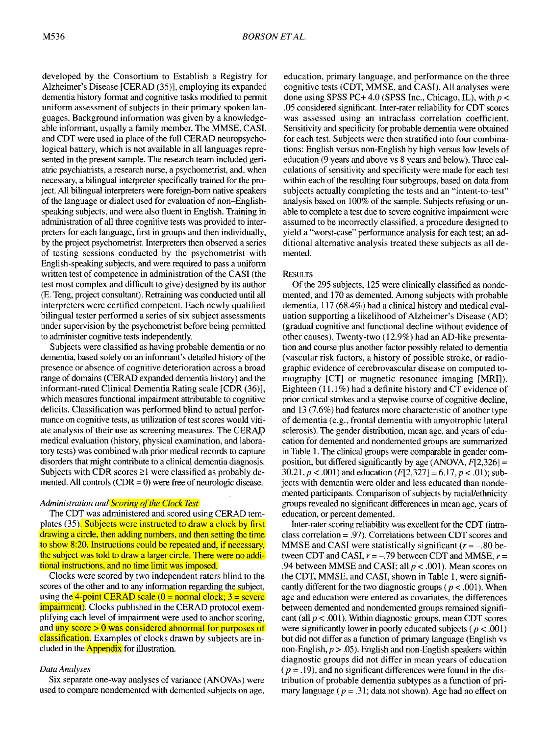developed by the Consortium to Establish a Registry for Alzheimer's Disease [CERAD (35)], employing its expanded dementia history format and cognitive tasks modified to permit uniform assessment of subjects in their primary spoken languages. Background information was given by a knowledgeable informant, usually a family member. The MMSE, CASI, and CDT were used in place of the full CERAD neuropsychological battery, which is not available in all languages represented in the present sample. The research team included geriatric psychiatrists, a research nurse, a psychometrist, and, when necessary, a bilingual interpreter specifically trained for the project. All bilingual interpreters were foreign-born native speakers of the language or dialect used for evaluation of non–English-speaking subjects, and were also fluent in English. Training in administration of all three cognitive tests was provided to interpreters for each language, first in groups and then individually, by the project psychometrist. Interpreters then observed a series of testing sessions conducted by the psychometrist with English-speaking subjects, and were required to pass a uniform written test of competence in administration of the CASI (the test most complex and difficult to give) designed by its author (E. Teng, project consultant). Retraining was conducted until all interpreters were certified competent. Each newly qualified bilingual tester performed a series of six subject assessments under supervision by the psychometrist before being permitted to administer cognitive tests independently.

Subjects were classified as having probable dementia or no dementia, based solely on an informant's detailed history of the presence or absence of cognitive deterioration across a broad range of domains (CERAD expanded dementia history) and the informant-rated Clinical Dementia Rating scale [CDR (36)], which measures functional impairment attributable to cognitive deficits. Classification was performed blind to actual performance on cognitive tests, as utilization of test scores would vitiate analysis of their use as screening measures. The CERAD medical evaluation (history, physical examination, and laboratory tests) was combined with prior medical records to capture disorders that might contribute to a clinical dementia diagnosis. Subjects with CDR scores ≥1 were classified as probably demented. All controls (CDR = 0) were free of neurologic disease.

### *Administration and Scoring of the Clock Test*

The CDT was administered and scored using CERAD templates (35). Subjects were instructed to draw a clock by first drawing a circle, then adding numbers, and then setting the time to show 8:20. Instructions could be repeated and, if necessary, the subject was told to draw a larger circle. There were no additional instructions, and no time limit was imposed.

Clocks were scored by two independent raters blind to the scores of the other and to any information regarding the subject, using the 4-point CERAD scale (0 = normal clock; 3 = severe impairment). Clocks published in the CERAD protocol exemplifying each level of impairment were used to anchor scoring, and any score > 0 was considered abnormal for purposes of classification. Examples of clocks drawn by subjects are included in the Appendix for illustration.

### *Data Analyses*

Six separate one-way analyses of variance (ANOVAs) were used to compare nondemented with demented subjects on age, education, primary language, and performance on the three cognitive tests (CDT, MMSE, and CASI). All analyses were done using SPSS PC+ 4.0 (SPSS Inc., Chicago, IL), with $p < .05$ considered significant. Inter-rater reliability for CDT scores was assessed using an intraclass correlation coefficient. Sensitivity and specificity for probable dementia were obtained for each test. Subjects were then stratified into four combinations: English versus non-English by high versus low levels of education (9 years and above vs 8 years and below). Three calculations of sensitivity and specificity were made for each test within each of the resulting four subgroups, based on data from subjects actually completing the tests and an "intent-to-test" analysis based on 100% of the sample. Subjects refusing or unable to complete a test due to severe cognitive impairment were assumed to be incorrectly classified, a procedure designed to yield a "worst-case" performance analysis for each test; an additional alternative analysis treated these subjects as all demented.

## Results

Of the 295 subjects, 125 were clinically classified as nondemented, and 170 as demented. Among subjects with probable dementia, 117 (68.4%) had a clinical history and medical evaluation supporting a likelihood of Alzheimer's Disease (AD) (gradual cognitive and functional decline without evidence of other causes). Twenty-two (12.9%) had an AD-like presentation and course plus another factor possibly related to dementia (vascular risk factors, a history of possible stroke, or radiographic evidence of cerebrovascular disease on computed tomography [CT] or magnetic resonance imaging [MRI]). Eighteen (11.1%) had a definite history and CT evidence of prior cortical strokes and a stepwise course of cognitive decline, and 13 (7.6%) had features more characteristic of another type of dementia (e.g., frontal dementia with amyotrophic lateral sclerosis). The gender distribution, mean age, and years of education for demented and nondemented groups are summarized in Table 1. The clinical groups were comparable in gender composition, but differed significantly by age (ANOVA, $F[2,326] = 30.21$, $p < .001$) and education ($F[2,327] = 6.17$, $p < .01$); subjects with dementia were older and less educated than nondemented participants. Comparison of subjects by racial/ethnicity groups revealed no significant differences in mean age, years of education, or percent demented.

Inter-rater scoring reliability was excellent for the CDT (intraclass correlation = .97). Correlations between CDT scores and MMSE and CASI were statistically significant ($r = -.80$ between CDT and CASI, $r = -.79$ between CDT and MMSE, $r = .94$ between MMSE and CASI; all $p < .001$). Mean scores on the CDT, MMSE, and CASI, shown in Table 1, were significantly different for the two diagnostic groups ($p < .001$). When age and education were entered as covariates, the differences between demented and nondemented groups remained significant (all $p < .001$). Within diagnostic groups, mean CDT scores were significantly lower in poorly educated subjects ($p < .001$) but did not differ as a function of primary language (English vs non-English, $p > .05$). English and non-English speakers within diagnostic groups did not differ in mean years of education ($p = .19$), and no significant differences were found in the distribution of probable dementia subtypes as a function of primary language ($p = .31$; data not shown). Age had no effect on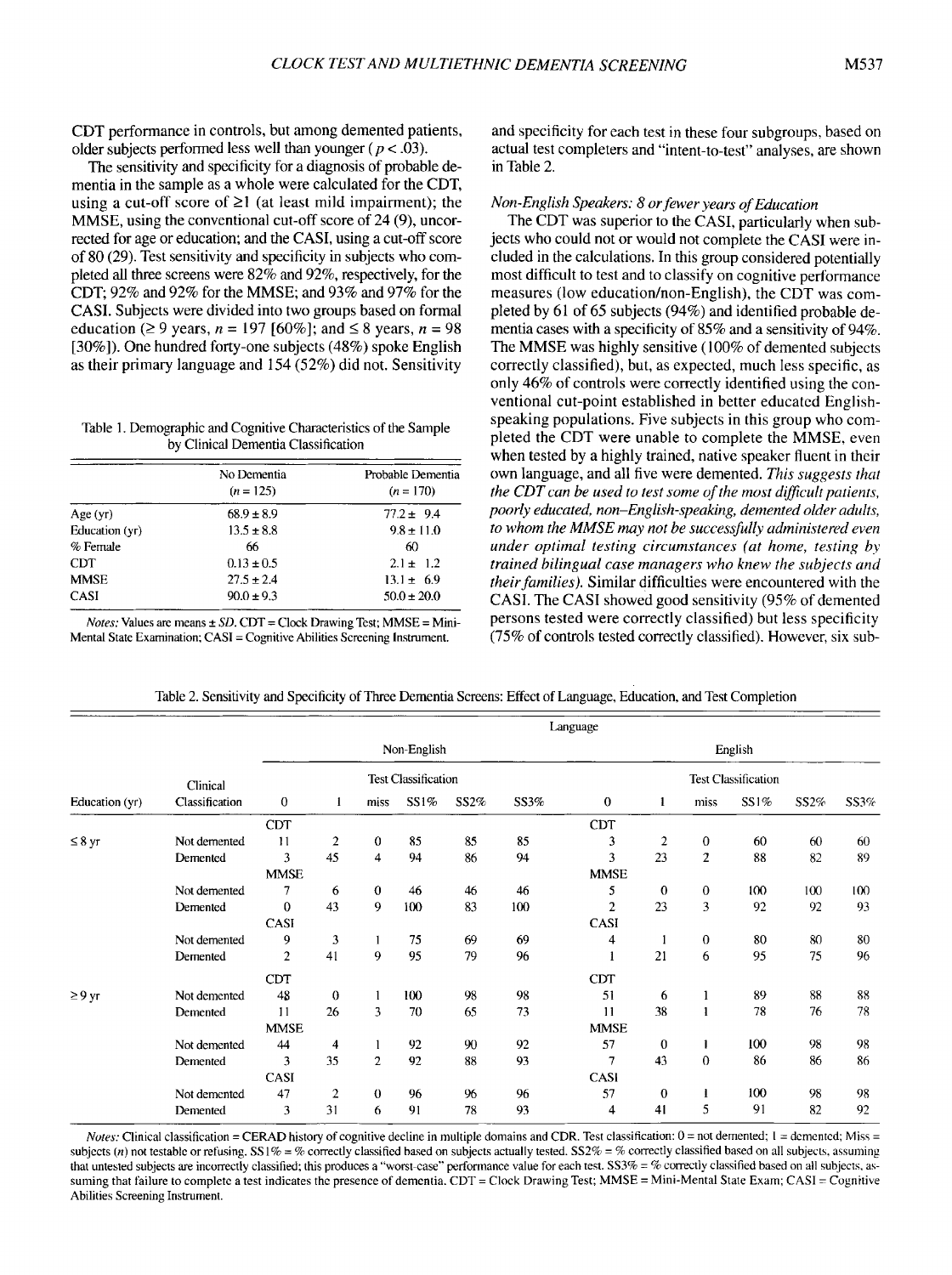CDT performance in controls, but among demented patients, older subjects performed less well than younger ($p < .03$).

The sensitivity and specificity for a diagnosis of probable dementia in the sample as a whole were calculated for the CDT, using a cut-off score of ≥1 (at least mild impairment); the MMSE, using the conventional cut-off score of 24 (9), uncorrected for age or education; and the CASI, using a cut-off score of 80 (29). Test sensitivity and specificity in subjects who completed all three screens were 82% and 92%, respectively, for the CDT; 92% and 92% for the MMSE; and 93% and 97% for the CASI. Subjects were divided into two groups based on formal education (≥ 9 years, $n = 197$ [60%]; and ≤ 8 years, $n = 98$ [30%]). One hundred forty-one subjects (48%) spoke English as their primary language and 154 (52%) did not. Sensitivity and specificity for each test in these four subgroups, based on actual test completers and "intent-to-test" analyses, are shown in Table 2.

Table 1. Demographic and Cognitive Characteristics of the Sample by Clinical Dementia Classification

| | No Dementia ($n = 125$) | Probable Dementia ($n = 170$) |
|---|---|---|
| Age (yr) | 68.9 ± 8.9 | 77.2 ± 9.4 |
| Education (yr) | 13.5 ± 8.8 | 9.8 ± 11.0 |
| % Female | 66 | 60 |
| CDT | 0.13 ± 0.5 | 2.1 ± 1.2 |
| MMSE | 27.5 ± 2.4 | 13.1 ± 6.9 |
| CASI | 90.0 ± 9.3 | 50.0 ± 20.0 |

*Notes:* Values are means ± *SD*. CDT = Clock Drawing Test; MMSE = Mini-Mental State Examination; CASI = Cognitive Abilities Screening Instrument.

### *Non-English Speakers: 8 or fewer years of Education*

The CDT was superior to the CASI, particularly when subjects who could not or would not complete the CASI were included in the calculations. In this group considered potentially most difficult to test and to classify on cognitive performance measures (low education/non-English), the CDT was completed by 61 of 65 subjects (94%) and identified probable dementia cases with a specificity of 85% and a sensitivity of 94%. The MMSE was highly sensitive (100% of demented subjects correctly classified), but, as expected, much less specific, as only 46% of controls were correctly identified using the conventional cut-point established in better educated English-speaking populations. Five subjects in this group who completed the CDT were unable to complete the MMSE, even when tested by a highly trained, native speaker fluent in their own language, and all five were demented. *This suggests that the CDT can be used to test some of the most difficult patients, poorly educated, non–English-speaking, demented older adults, to whom the MMSE may not be successfully administered even under optimal testing circumstances (at home, testing by trained bilingual case managers who knew the subjects and their families).* Similar difficulties were encountered with the CASI. The CASI showed good sensitivity (95% of demented persons tested were correctly classified) but less specificity (75% of controls tested correctly classified). However, six sub-

Table 2. Sensitivity and Specificity of Three Dementia Screens: Effect of Language, Education, and Test Completion

| | | Language | | | | | | | | | | | |
|---|---|---|---|---|---|---|---|---|---|---|---|---|---|
| | | Non-English | | | | | | English | | | | | |
| | Clinical | Test Classification | | | | | | Test Classification | | | | | |
| Education (yr) | Classification | 0 | 1 | miss | SS1% | SS2% | SS3% | 0 | 1 | miss | SS1% | SS2% | SS3% |
| | | CDT | | | | | | CDT | | | | | |
| ≤ 8 yr | Not demented | 11 | 2 | 0 | 85 | 85 | 85 | 3 | 2 | 0 | 60 | 60 | 60 |
| | Demented | 3 | 45 | 4 | 94 | 86 | 94 | 3 | 23 | 2 | 88 | 82 | 89 |
| | | MMSE | | | | | | MMSE | | | | | |
| | Not demented | 7 | 6 | 0 | 46 | 46 | 46 | 5 | 0 | 0 | 100 | 100 | 100 |
| | Demented | 0 | 43 | 9 | 100 | 83 | 100 | 2 | 23 | 3 | 92 | 92 | 93 |
| | | CASI | | | | | | CASI | | | | | |
| | Not demented | 9 | 3 | 1 | 75 | 69 | 69 | 4 | 1 | 0 | 80 | 80 | 80 |
| | Demented | 2 | 41 | 9 | 95 | 79 | 96 | 1 | 21 | 6 | 95 | 75 | 96 |
| | | CDT | | | | | | CDT | | | | | |
| ≥ 9 yr | Not demented | 48 | 0 | 1 | 100 | 98 | 98 | 51 | 6 | 1 | 89 | 88 | 88 |
| | Demented | 11 | 26 | 3 | 70 | 65 | 73 | 11 | 38 | 1 | 78 | 76 | 78 |
| | | MMSE | | | | | | MMSE | | | | | |
| | Not demented | 44 | 4 | 1 | 92 | 90 | 92 | 57 | 0 | 1 | 100 | 98 | 98 |
| | Demented | 3 | 35 | 2 | 92 | 88 | 93 | 7 | 43 | 0 | 86 | 86 | 86 |
| | | CASI | | | | | | CASI | | | | | |
| | Not demented | 47 | 2 | 0 | 96 | 96 | 96 | 57 | 0 | 1 | 100 | 98 | 98 |
| | Demented | 3 | 31 | 6 | 91 | 78 | 93 | 4 | 41 | 5 | 91 | 82 | 92 |

*Notes:* Clinical classification = CERAD history of cognitive decline in multiple domains and CDR. Test classification: 0 = not demented; 1 = demented; Miss = subjects ($n$) not testable or refusing. SS1% = % correctly classified based on subjects actually tested. SS2% = % correctly classified based on all subjects, assuming that untested subjects are incorrectly classified; this produces a "worst-case" performance value for each test. SS3% = % correctly classified based on all subjects, assuming that failure to complete a test indicates the presence of dementia. CDT = Clock Drawing Test; MMSE = Mini-Mental State Exam; CASI = Cognitive Abilities Screening Instrument.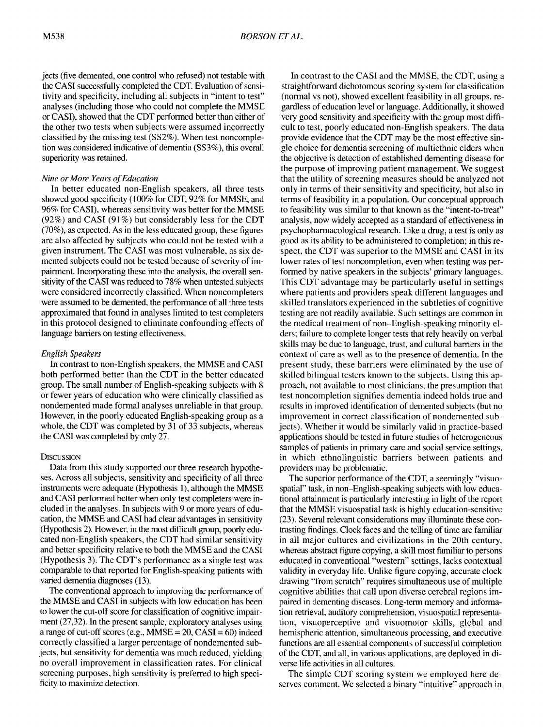jects (five demented, one control who refused) not testable with the CASI successfully completed the CDT. Evaluation of sensitivity and specificity, including all subjects in "intent to test" analyses (including those who could not complete the MMSE or CASI), showed that the CDT performed better than either of the other two tests when subjects were assumed incorrectly classified by the missing test (SS2%). When test noncompletion was considered indicative of dementia (SS3%), this overall superiority was retained.

*Nine or More Years of Education*

In better educated non-English speakers, all three tests showed good specificity (100% for CDT, 92% for MMSE, and 96% for CASI), whereas sensitivity was better for the MMSE (92%) and CASI (91%) but considerably less for the CDT (70%), as expected. As in the less educated group, these figures are also affected by subjects who could not be tested with a given instrument. The CASI was most vulnerable, as six demented subjects could not be tested because of severity of impairment. Incorporating these into the analysis, the overall sensitivity of the CASI was reduced to 78% when untested subjects were considered incorrectly classified. When noncompleters were assumed to be demented, the performance of all three tests approximated that found in analyses limited to test completers in this protocol designed to eliminate confounding effects of language barriers on testing effectiveness.

*English Speakers*

In contrast to non-English speakers, the MMSE and CASI both performed better than the CDT in the better educated group. The small number of English-speaking subjects with 8 or fewer years of education who were clinically classified as nondemented made formal analyses unreliable in that group. However, in the poorly educated English-speaking group as a whole, the CDT was completed by 31 of 33 subjects, whereas the CASI was completed by only 27.

DISCUSSION

Data from this study supported our three research hypotheses. Across all subjects, sensitivity and specificity of all three instruments were adequate (Hypothesis 1), although the MMSE and CASI performed better when only test completers were included in the analyses. In subjects with 9 or more years of education, the MMSE and CASI had clear advantages in sensitivity (Hypothesis 2). However, in the most difficult group, poorly educated non-English speakers, the CDT had similar sensitivity and better specificity relative to both the MMSE and the CASI (Hypothesis 3). The CDT's performance as a single test was comparable to that reported for English-speaking patients with varied dementia diagnoses (13).

The conventional approach to improving the performance of the MMSE and CASI in subjects with low education has been to lower the cut-off score for classification of cognitive impairment (27,32). In the present sample, exploratory analyses using a range of cut-off scores (e.g., MMSE = 20, CASI = 60) indeed correctly classified a larger percentage of nondemented subjects, but sensitivity for dementia was much reduced, yielding no overall improvement in classification rates. For clinical screening purposes, high sensitivity is preferred to high specificity to maximize detection.

In contrast to the CASI and the MMSE, the CDT, using a straightforward dichotomous scoring system for classification (normal vs not), showed excellent feasibility in all groups, regardless of education level or language. Additionally, it showed very good sensitivity and specificity with the group most difficult to test, poorly educated non-English speakers. The data provide evidence that the CDT may be the most effective single choice for dementia screening of multiethnic elders when the objective is detection of established dementing disease for the purpose of improving patient management. We suggest that the utility of screening measures should be analyzed not only in terms of their sensitivity and specificity, but also in terms of feasibility in a population. Our conceptual approach to feasibility was similar to that known as the "intent-to-treat" analysis, now widely accepted as a standard of effectiveness in psychopharmacological research. Like a drug, a test is only as good as its ability to be administered to completion; in this respect, the CDT was superior to the MMSE and CASI in its lower rates of test noncompletion, even when testing was performed by native speakers in the subjects' primary languages. This CDT advantage may be particularly useful in settings where patients and providers speak different languages and skilled translators experienced in the subtleties of cognitive testing are not readily available. Such settings are common in the medical treatment of non-English-speaking minority elders; failure to complete longer tests that rely heavily on verbal skills may be due to language, trust, and cultural barriers in the context of care as well as to the presence of dementia. In the present study, these barriers were eliminated by the use of skilled bilingual testers known to the subjects. Using this approach, not available to most clinicians, the presumption that test noncompletion signifies dementia indeed holds true and results in improved identification of demented subjects (but no improvement in correct classification of nondemented subjects). Whether it would be similarly valid in practice-based applications should be tested in future studies of heterogeneous samples of patients in primary care and social service settings, in which ethnolinguistic barriers between patients and providers may be problematic.

The superior performance of the CDT, a seemingly "visuospatial" task, in non-English-speaking subjects with low educational attainment is particularly interesting in light of the report that the MMSE visuospatial task is highly education-sensitive (23). Several relevant considerations may illuminate these contrasting findings. Clock faces and the telling of time are familiar in all major cultures and civilizations in the 20th century, whereas abstract figure copying, a skill most familiar to persons educated in conventional "western" settings, lacks contextual validity in everyday life. Unlike figure copying, accurate clock drawing "from scratch" requires simultaneous use of multiple cognitive abilities that call upon diverse cerebral regions impaired in dementing diseases. Long-term memory and information retrieval, auditory comprehension, visuospatial representation, visuoperceptive and visuomotor skills, global and hemispheric attention, simultaneous processing, and executive functions are all essential components of successful completion of the CDT, and all, in various applications, are deployed in diverse life activities in all cultures.

The simple CDT scoring system we employed here deserves comment. We selected a binary "intuitive" approach in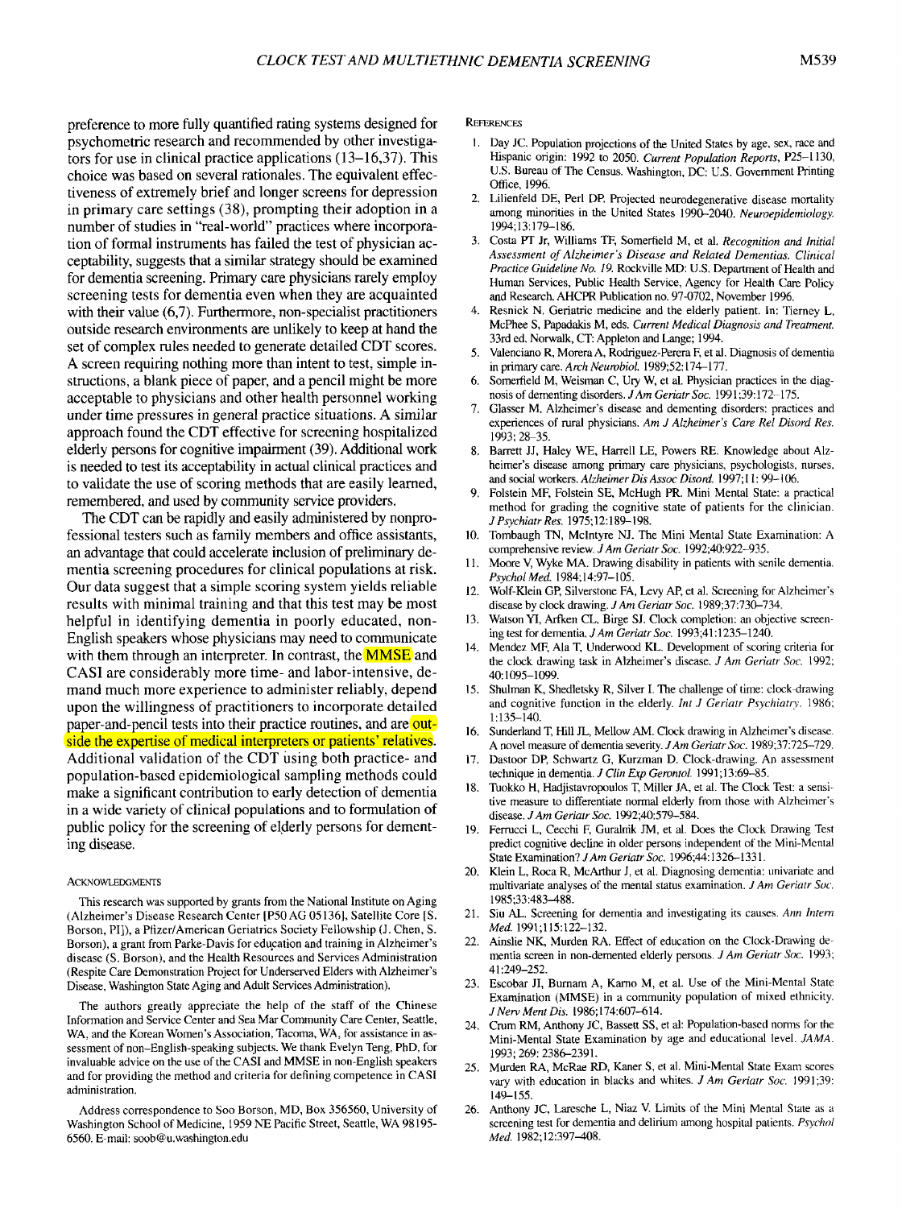preference to more fully quantified rating systems designed for psychometric research and recommended by other investigators for use in clinical practice applications (13–16,37). This choice was based on several rationales. The equivalent effectiveness of extremely brief and longer screens for depression in primary care settings (38), prompting their adoption in a number of studies in "real-world" practices where incorporation of formal instruments has failed the test of physician acceptability, suggests that a similar strategy should be examined for dementia screening. Primary care physicians rarely employ screening tests for dementia even when they are acquainted with their value (6,7). Furthermore, non-specialist practitioners outside research environments are unlikely to keep at hand the set of complex rules needed to generate detailed CDT scores. A screen requiring nothing more than intent to test, simple instructions, a blank piece of paper, and a pencil might be more acceptable to physicians and other health personnel working under time pressures in general practice situations. A similar approach found the CDT effective for screening hospitalized elderly persons for cognitive impairment (39). Additional work is needed to test its acceptability in actual clinical practices and to validate the use of scoring methods that are easily learned, remembered, and used by community service providers.

The CDT can be rapidly and easily administered by nonprofessional testers such as family members and office assistants, an advantage that could accelerate inclusion of preliminary dementia screening procedures for clinical populations at risk. Our data suggest that a simple scoring system yields reliable results with minimal training and that this test may be most helpful in identifying dementia in poorly educated, non-English speakers whose physicians may need to communicate with them through an interpreter. In contrast, the MMSE and CASI are considerably more time- and labor-intensive, demand much more experience to administer reliably, depend upon the willingness of practitioners to incorporate detailed paper-and-pencil tests into their practice routines, and are outside the expertise of medical interpreters or patients' relatives. Additional validation of the CDT using both practice- and population-based epidemiological sampling methods could make a significant contribution to early detection of dementia in a wide variety of clinical populations and to formulation of public policy for the screening of elderly persons for dementing disease.

## Acknowledgments

This research was supported by grants from the National Institute on Aging (Alzheimer's Disease Research Center [P50 AG 05136], Satellite Core [S. Borson, PI]), a Pfizer/American Geriatrics Society Fellowship (J. Chen, S. Borson), a grant from Parke-Davis for education and training in Alzheimer's disease (S. Borson), and the Health Resources and Services Administration (Respite Care Demonstration Project for Underserved Elders with Alzheimer's Disease, Washington State Aging and Adult Services Administration).

The authors greatly appreciate the help of the staff of the Chinese Information and Service Center and Sea Mar Community Care Center, Seattle, WA, and the Korean Women's Association, Tacoma, WA, for assistance in assessment of non-English-speaking subjects. We thank Evelyn Teng, PhD, for invaluable advice on the use of the CASI and MMSE in non-English speakers and for providing the method and criteria for defining competence in CASI administration.

Address correspondence to Soo Borson, MD, Box 356560, University of Washington School of Medicine, 1959 NE Pacific Street, Seattle, WA 98195-6560. E-mail: soob@u.washington.edu

## References

1. Day JC. Population projections of the United States by age, sex, race and Hispanic origin: 1992 to 2050. *Current Population Reports*, P25–1130, U.S. Bureau of The Census. Washington, DC: U.S. Government Printing Office, 1996.
2. Lilienfeld DE, Perl DP. Projected neurodegenerative disease mortality among minorities in the United States 1990–2040. *Neuroepidemiology*. 1994;13:179–186.
3. Costa PT Jr, Williams TF, Somerfield M, et al. *Recognition and Initial Assessment of Alzheimer's Disease and Related Dementias. Clinical Practice Guideline No. 19.* Rockville MD: U.S. Department of Health and Human Services, Public Health Service, Agency for Health Care Policy and Research. AHCPR Publication no. 97-0702, November 1996.
4. Resnick N. Geriatric medicine and the elderly patient. In: Tierney L, McPhee S, Papadakis M, eds. *Current Medical Diagnosis and Treatment.* 33rd ed. Norwalk, CT: Appleton and Lange; 1994.
5. Valenciano R, Morera A, Rodriguez-Perera F, et al. Diagnosis of dementia in primary care. *Arch Neurobiol.* 1989;52:174–177.
6. Somerfield M, Weisman C, Ury W, et al. Physician practices in the diagnosis of dementing disorders. *J Am Geriatr Soc.* 1991;39:172–175.
7. Glasser M. Alzheimer's disease and dementing disorders: practices and experiences of rural physicians. *Am J Alzheimer's Care Rel Disord Res.* 1993; 28–35.
8. Barrett JJ, Haley WE, Harrell LE, Powers RE. Knowledge about Alzheimer's disease among primary care physicians, psychologists, nurses, and social workers. *Alzheimer Dis Assoc Disord.* 1997;11: 99–106.
9. Folstein MF, Folstein SE, McHugh PR. Mini Mental State: a practical method for grading the cognitive state of patients for the clinician. *J Psychiatr Res.* 1975;12:189–198.
10. Tombaugh TN, McIntyre NJ. The Mini Mental State Examination: A comprehensive review. *J Am Geriatr Soc.* 1992;40:922–935.
11. Moore V, Wyke MA. Drawing disability in patients with senile dementia. *Psychol Med.* 1984;14:97–105.
12. Wolf-Klein GP, Silverstone FA, Levy AP, et al. Screening for Alzheimer's disease by clock drawing. *J Am Geriatr Soc.* 1989;37:730–734.
13. Watson YI, Arfken CL, Birge SJ. Clock completion: an objective screening test for dementia. *J Am Geriatr Soc.* 1993;41:1235–1240.
14. Mendez MF, Ala T, Underwood KL. Development of scoring criteria for the clock drawing task in Alzheimer's disease. *J Am Geriatr Soc.* 1992; 40:1095–1099.
15. Shulman K, Shedletsky R, Silver I. The challenge of time: clock-drawing and cognitive function in the elderly. *Int J Geriatr Psychiatry.* 1986; 1:135–140.
16. Sunderland T, Hill JL, Mellow AM. Clock drawing in Alzheimer's disease. A novel measure of dementia severity. *J Am Geriatr Soc.* 1989;37:725–729.
17. Dastoor DP, Schwartz G, Kurzman D. Clock-drawing. An assessment technique in dementia. *J Clin Exp Gerontol.* 1991;13:69–85.
18. Tuokko H, Hadjistavropoulos T, Miller JA, et al. The Clock Test: a sensitive measure to differentiate normal elderly from those with Alzheimer's disease. *J Am Geriatr Soc.* 1992;40:579–584.
19. Ferrucci L, Cecchi F, Guralnik JM, et al. Does the Clock Drawing Test predict cognitive decline in older persons independent of the Mini-Mental State Examination? *J Am Geriatr Soc.* 1996;44:1326–1331.
20. Klein L, Roca R, McArthur J, et al. Diagnosing dementia: univariate and multivariate analyses of the mental status examination. *J Am Geriatr Soc.* 1985;33:483–488.
21. Siu AL. Screening for dementia and investigating its causes. *Ann Intern Med.* 1991;115:122–132.
22. Ainslie NK, Murden RA. Effect of education on the Clock-Drawing dementia screen in non-demented elderly persons. *J Am Geriatr Soc.* 1993; 41:249–252.
23. Escobar JI, Burnam A, Karno M, et al. Use of the Mini-Mental State Examination (MMSE) in a community population of mixed ethnicity. *J Nerv Ment Dis.* 1986;174:607–614.
24. Crum RM, Anthony JC, Bassett SS, et al: Population-based norms for the Mini-Mental State Examination by age and educational level. *JAMA.* 1993; 269: 2386–2391.
25. Murden RA, McRae RD, Kaner S, et al. Mini-Mental State Exam scores vary with education in blacks and whites. *J Am Geriatr Soc.* 1991;39: 149–155.
26. Anthony JC, Laresche L, Niaz V. Limits of the Mini Mental State as a screening test for dementia and delirium among hospital patients. *Psychol Med.* 1982;12:397–408.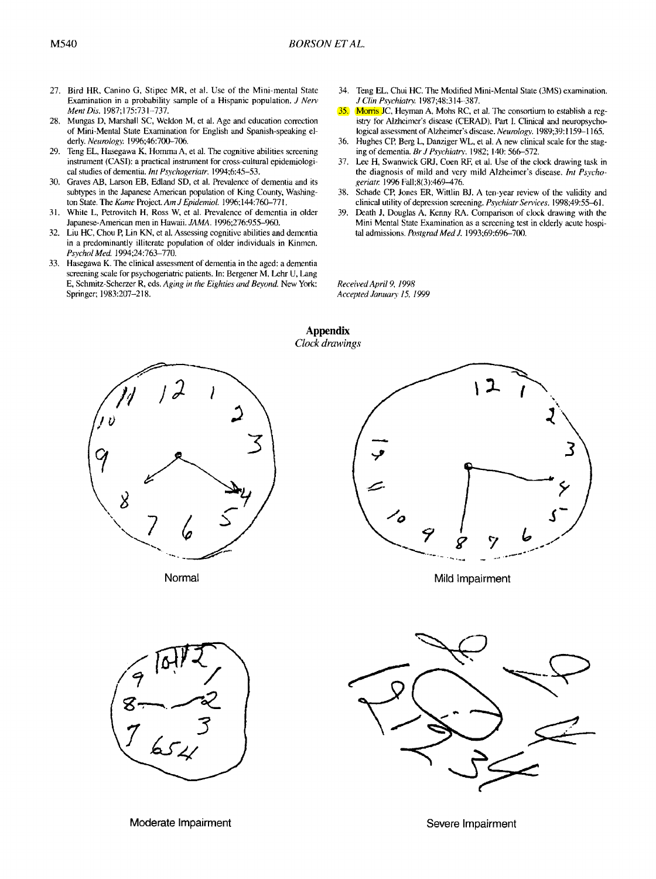27. Bird HR, Canino G, Stipec MR, et al. Use of the Mini-mental State Examination in a probability sample of a Hispanic population. *J Nerv Ment Dis.* 1987;175:731–737.
28. Mungas D, Marshall SC, Weldon M, et al. Age and education correction of Mini-Mental State Examination for English and Spanish-speaking elderly. *Neurology.* 1996;46:700–706.
29. Teng EL, Hasegawa K, Homma A, et al. The cognitive abilities screening instrument (CASI): a practical instrument for cross-cultural epidemiological studies of dementia. *Int Psychogeriatr.* 1994;6:45–53.
30. Graves AB, Larson EB, Edland SD, et al. Prevalence of dementia and its subtypes in the Japanese American population of King County, Washington State. The *Kame* Project. *Am J Epidemiol.* 1996;144:760–771.
31. White L, Petrovitch H, Ross W, et al. Prevalence of dementia in older Japanese-American men in Hawaii. *JAMA.* 1996;276:955–960.
32. Liu HC, Chou P, Lin KN, et al. Assessing cognitive abilities and dementia in a predominantly illiterate population of older individuals in Kinmen. *Psychol Med.* 1994;24:763–770.
33. Hasegawa K. The clinical assessment of dementia in the aged: a dementia screening scale for psychogeriatric patients. In: Bergener M, Lehr U, Lang E, Schmitz-Scherzer R, eds. *Aging in the Eighties and Beyond.* New York: Springer; 1983:207–218.
34. Teng EL, Chui HC. The Modified Mini-Mental State (3MS) examination. *J Clin Psychiatry.* 1987;48:314–387.
35. Morris JC, Heyman A, Mohs RC, et al. The consortium to establish a registry for Alzheimer's disease (CERAD). Part I. Clinical and neuropsychological assessment of Alzheimer's disease. *Neurology.* 1989;39:1159–1165.
36. Hughes CP, Berg L, Danziger WL, et al. A new clinical scale for the staging of dementia. *Br J Psychiatry.* 1982; 140: 566–572.
37. Lee H, Swanwick GRJ, Coen RF, et al. Use of the clock drawing task in the diagnosis of mild and very mild Alzheimer's disease. *Int Psychogeriatr.* 1996 Fall;8(3):469–476.
38. Schade CP, Jones ER, Wittlin BJ. A ten-year review of the validity and clinical utility of depression screening. *Psychiatr Services.* 1998;49:55–61.
39. Death J, Douglas A, Kenny RA. Comparison of clock drawing with the Mini Mental State Examination as a screening test in elderly acute hospital admissions. *Postgrad Med J.* 1993;69:696–700.

*Received April 9, 1998*
*Accepted January 15, 1999*

## Appendix

*Clock drawings*

Normal

Mild Impairment

Moderate Impairment

Severe Impairment